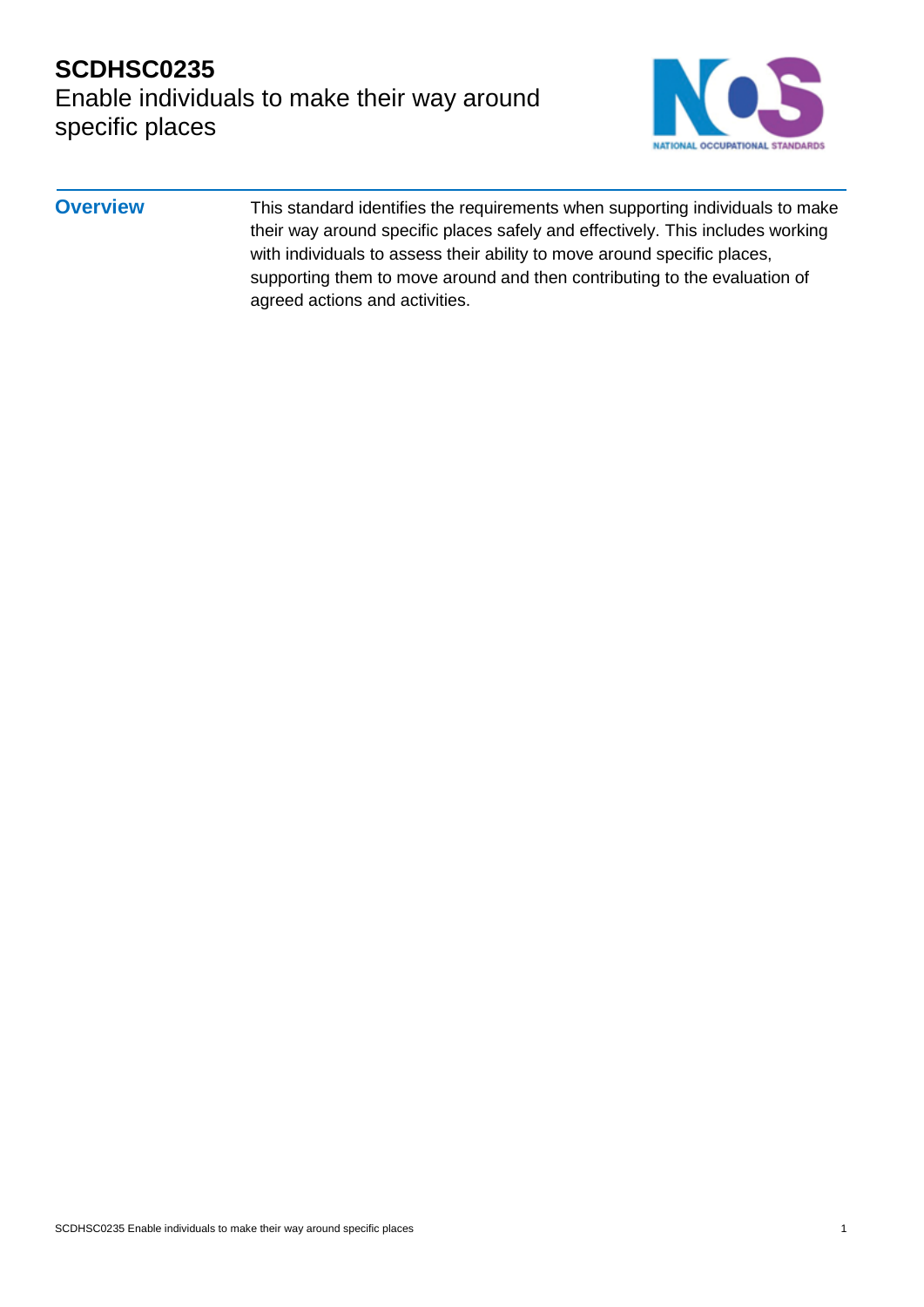# SCDHSC0235
## Enable individuals to make their way around specific places

## Overview

This standard identifies the requirements when supporting individuals to make their way around specific places safely and effectively. This includes working with individuals to assess their ability to move around specific places, supporting them to move around and then contributing to the evaluation of agreed actions and activities.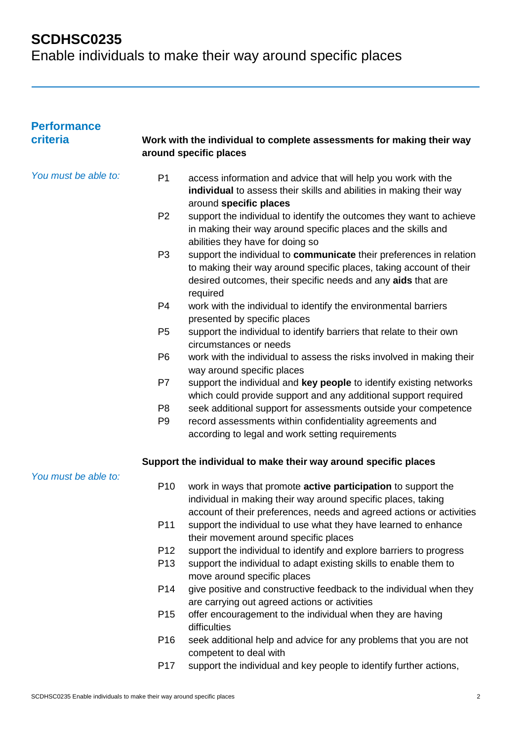# SCDHSC0235
Enable individuals to make their way around specific places

## Performance criteria

**Work with the individual to complete assessments for making their way around specific places**

*You must be able to:*

- P1 access information and advice that will help you work with the **individual** to assess their skills and abilities in making their way around **specific places**
- P2 support the individual to identify the outcomes they want to achieve in making their way around specific places and the skills and abilities they have for doing so
- P3 support the individual to **communicate** their preferences in relation to making their way around specific places, taking account of their desired outcomes, their specific needs and any **aids** that are required
- P4 work with the individual to identify the environmental barriers presented by specific places
- P5 support the individual to identify barriers that relate to their own circumstances or needs
- P6 work with the individual to assess the risks involved in making their way around specific places
- P7 support the individual and **key people** to identify existing networks which could provide support and any additional support required
- P8 seek additional support for assessments outside your competence
- P9 record assessments within confidentiality agreements and according to legal and work setting requirements

**Support the individual to make their way around specific places**

*You must be able to:*

- P10 work in ways that promote **active participation** to support the individual in making their way around specific places, taking account of their preferences, needs and agreed actions or activities
- P11 support the individual to use what they have learned to enhance their movement around specific places
- P12 support the individual to identify and explore barriers to progress
- P13 support the individual to adapt existing skills to enable them to move around specific places
- P14 give positive and constructive feedback to the individual when they are carrying out agreed actions or activities
- P15 offer encouragement to the individual when they are having difficulties
- P16 seek additional help and advice for any problems that you are not competent to deal with
- P17 support the individual and key people to identify further actions,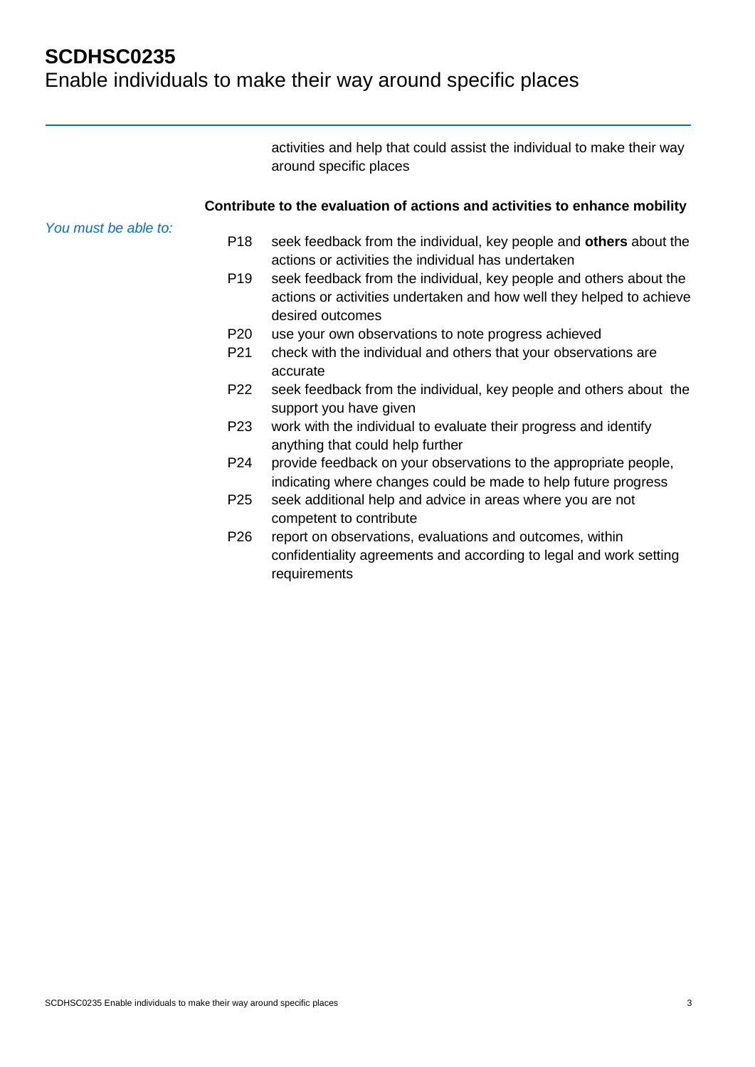activities and help that could assist the individual to make their way around specific places

**Contribute to the evaluation of actions and activities to enhance mobility**

*You must be able to:*

- P18 seek feedback from the individual, key people and **others** about the actions or activities the individual has undertaken
- P19 seek feedback from the individual, key people and others about the actions or activities undertaken and how well they helped to achieve desired outcomes
- P20 use your own observations to note progress achieved
- P21 check with the individual and others that your observations are accurate
- P22 seek feedback from the individual, key people and others about the support you have given
- P23 work with the individual to evaluate their progress and identify anything that could help further
- P24 provide feedback on your observations to the appropriate people, indicating where changes could be made to help future progress
- P25 seek additional help and advice in areas where you are not competent to contribute
- P26 report on observations, evaluations and outcomes, within confidentiality agreements and according to legal and work setting requirements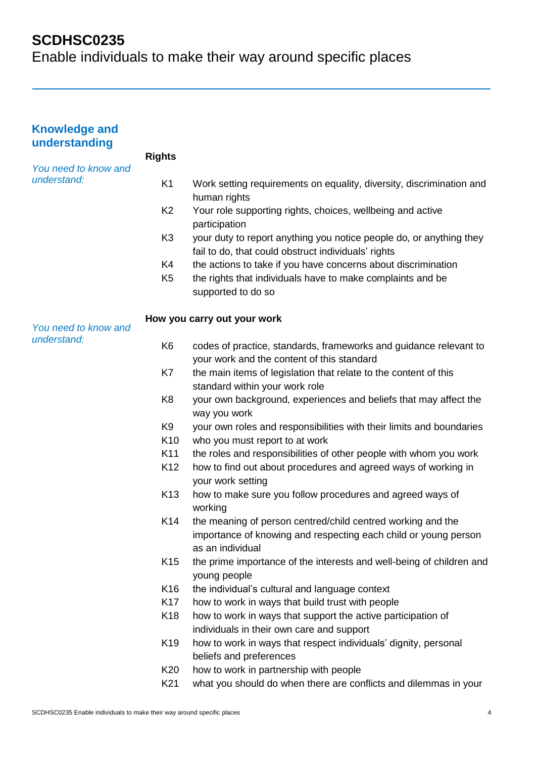# SCDHSC0235
Enable individuals to make their way around specific places

## Knowledge and understanding

*You need to know and understand:*

**Rights**

- K1 Work setting requirements on equality, diversity, discrimination and human rights
- K2 Your role supporting rights, choices, wellbeing and active participation
- K3 your duty to report anything you notice people do, or anything they fail to do, that could obstruct individuals' rights
- K4 the actions to take if you have concerns about discrimination
- K5 the rights that individuals have to make complaints and be supported to do so

*You need to know and understand:*

**How you carry out your work**

- K6 codes of practice, standards, frameworks and guidance relevant to your work and the content of this standard
- K7 the main items of legislation that relate to the content of this standard within your work role
- K8 your own background, experiences and beliefs that may affect the way you work
- K9 your own roles and responsibilities with their limits and boundaries
- K10 who you must report to at work
- K11 the roles and responsibilities of other people with whom you work
- K12 how to find out about procedures and agreed ways of working in your work setting
- K13 how to make sure you follow procedures and agreed ways of working
- K14 the meaning of person centred/child centred working and the importance of knowing and respecting each child or young person as an individual
- K15 the prime importance of the interests and well-being of children and young people
- K16 the individual's cultural and language context
- K17 how to work in ways that build trust with people
- K18 how to work in ways that support the active participation of individuals in their own care and support
- K19 how to work in ways that respect individuals' dignity, personal beliefs and preferences
- K20 how to work in partnership with people
- K21 what you should do when there are conflicts and dilemmas in your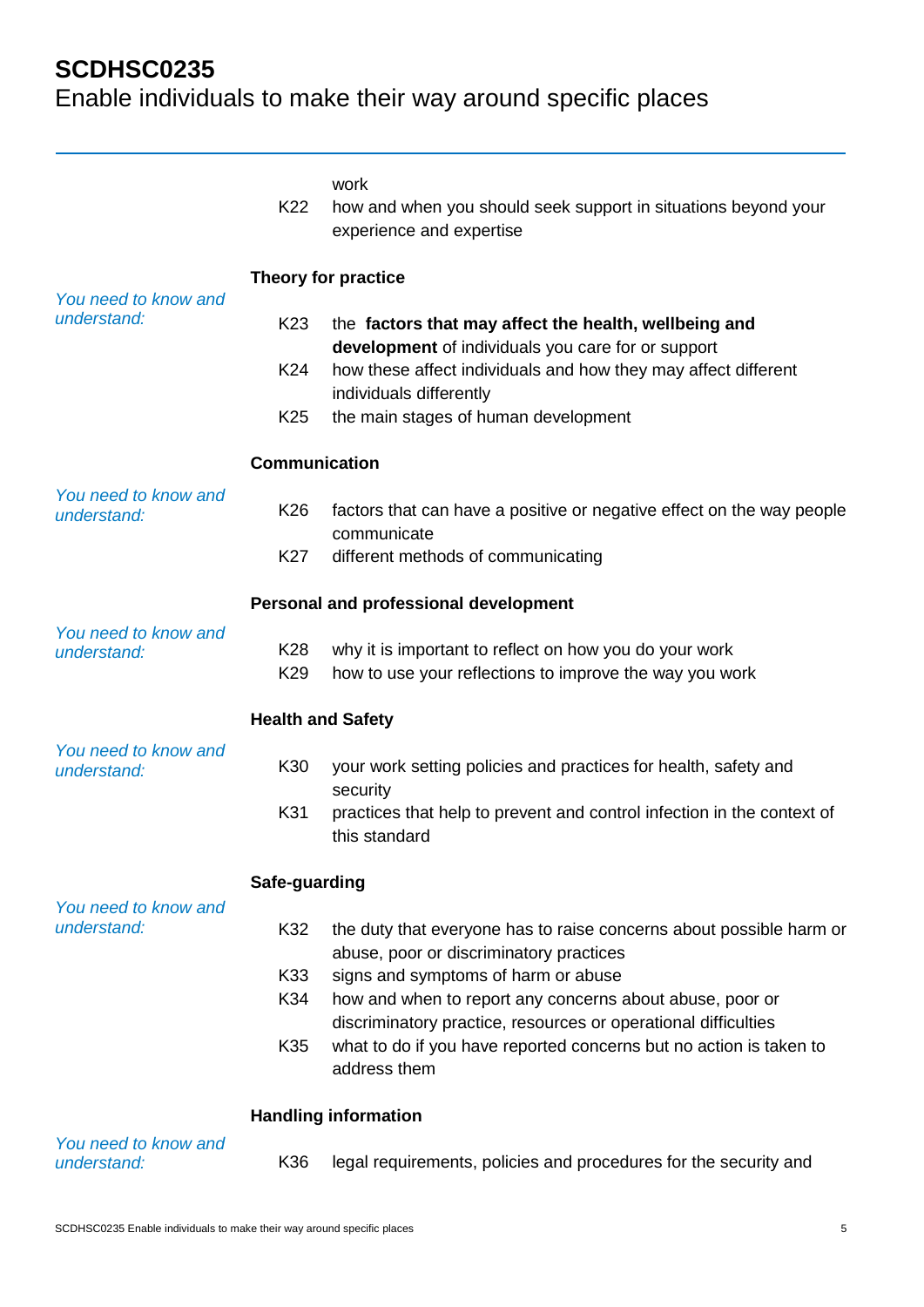work

K22 how and when you should seek support in situations beyond your experience and expertise

**Theory for practice**

*You need to know and understand:*

K23 the **factors that may affect the health, wellbeing and development** of individuals you care for or support

K24 how these affect individuals and how they may affect different individuals differently

K25 the main stages of human development

**Communication**

*You need to know and understand:*

K26 factors that can have a positive or negative effect on the way people communicate

K27 different methods of communicating

**Personal and professional development**

*You need to know and understand:*

K28 why it is important to reflect on how you do your work

K29 how to use your reflections to improve the way you work

**Health and Safety**

*You need to know and understand:*

K30 your work setting policies and practices for health, safety and security

K31 practices that help to prevent and control infection in the context of this standard

**Safe-guarding**

*You need to know and understand:*

K32 the duty that everyone has to raise concerns about possible harm or abuse, poor or discriminatory practices

K33 signs and symptoms of harm or abuse

K34 how and when to report any concerns about abuse, poor or discriminatory practice, resources or operational difficulties

K35 what to do if you have reported concerns but no action is taken to address them

**Handling information**

*You need to know and understand:*

K36 legal requirements, policies and procedures for the security and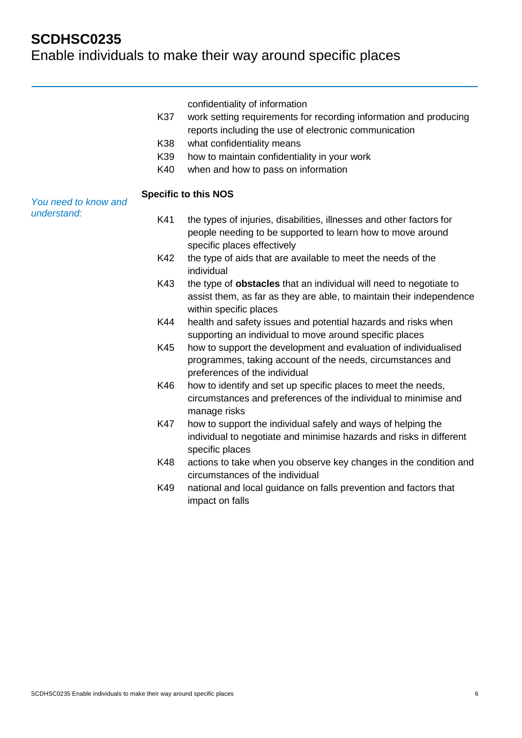confidentiality of information

K37 work setting requirements for recording information and producing reports including the use of electronic communication

K38 what confidentiality means

K39 how to maintain confidentiality in your work

K40 when and how to pass on information

*You need to know and understand:*

**Specific to this NOS**

K41 the types of injuries, disabilities, illnesses and other factors for people needing to be supported to learn how to move around specific places effectively

K42 the type of aids that are available to meet the needs of the individual

K43 the type of **obstacles** that an individual will need to negotiate to assist them, as far as they are able, to maintain their independence within specific places

K44 health and safety issues and potential hazards and risks when supporting an individual to move around specific places

K45 how to support the development and evaluation of individualised programmes, taking account of the needs, circumstances and preferences of the individual

K46 how to identify and set up specific places to meet the needs, circumstances and preferences of the individual to minimise and manage risks

K47 how to support the individual safely and ways of helping the individual to negotiate and minimise hazards and risks in different specific places

K48 actions to take when you observe key changes in the condition and circumstances of the individual

K49 national and local guidance on falls prevention and factors that impact on falls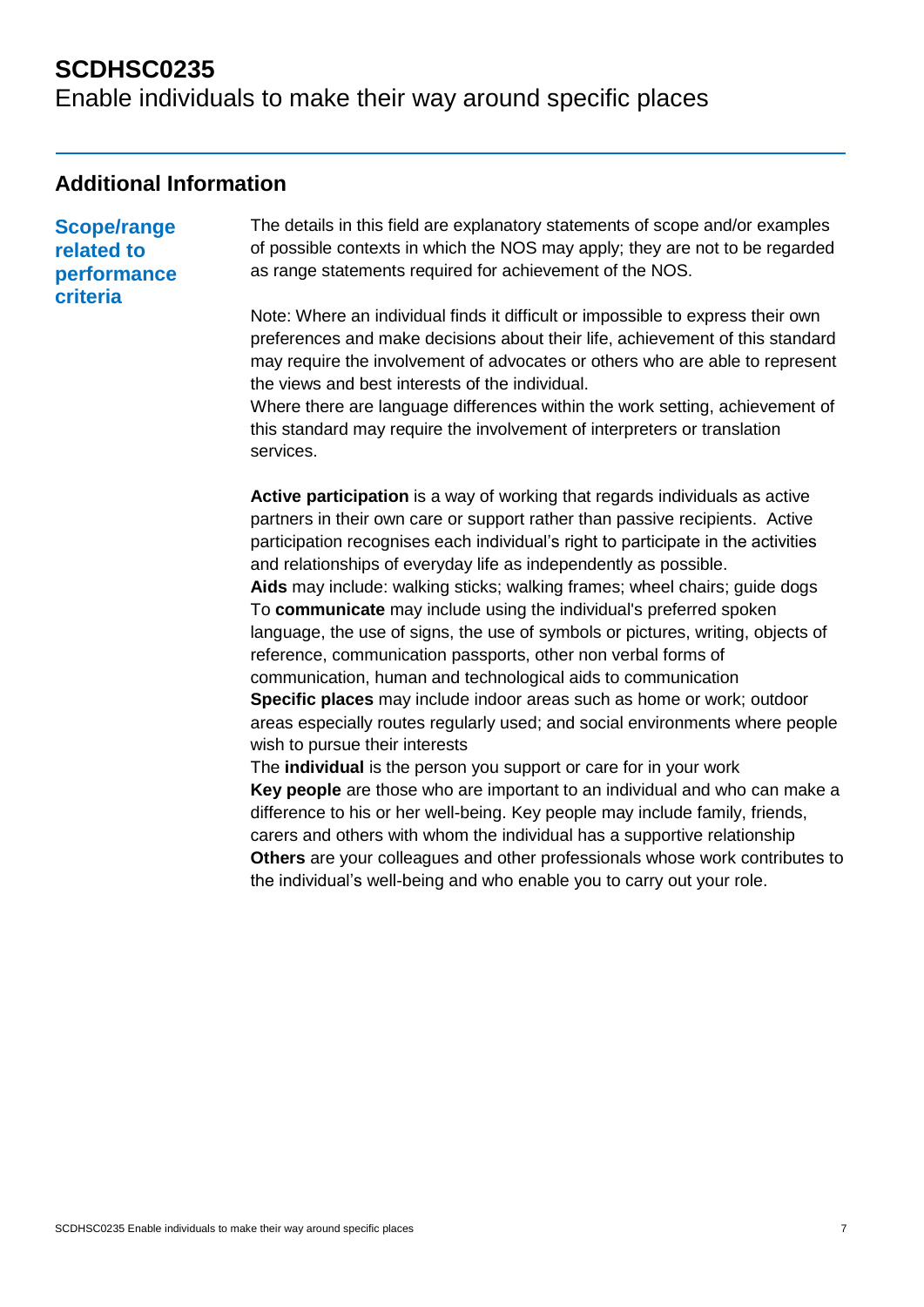# SCDHSC0235
Enable individuals to make their way around specific places

## Additional Information

### Scope/range related to performance criteria

The details in this field are explanatory statements of scope and/or examples of possible contexts in which the NOS may apply; they are not to be regarded as range statements required for achievement of the NOS.

Note: Where an individual finds it difficult or impossible to express their own preferences and make decisions about their life, achievement of this standard may require the involvement of advocates or others who are able to represent the views and best interests of the individual.
Where there are language differences within the work setting, achievement of this standard may require the involvement of interpreters or translation services.

**Active participation** is a way of working that regards individuals as active partners in their own care or support rather than passive recipients. Active participation recognises each individual's right to participate in the activities and relationships of everyday life as independently as possible.
**Aids** may include: walking sticks; walking frames; wheel chairs; guide dogs
To **communicate** may include using the individual's preferred spoken language, the use of signs, the use of symbols or pictures, writing, objects of reference, communication passports, other non verbal forms of communication, human and technological aids to communication
**Specific places** may include indoor areas such as home or work; outdoor areas especially routes regularly used; and social environments where people wish to pursue their interests
The **individual** is the person you support or care for in your work
**Key people** are those who are important to an individual and who can make a difference to his or her well-being. Key people may include family, friends, carers and others with whom the individual has a supportive relationship
**Others** are your colleagues and other professionals whose work contributes to the individual's well-being and who enable you to carry out your role.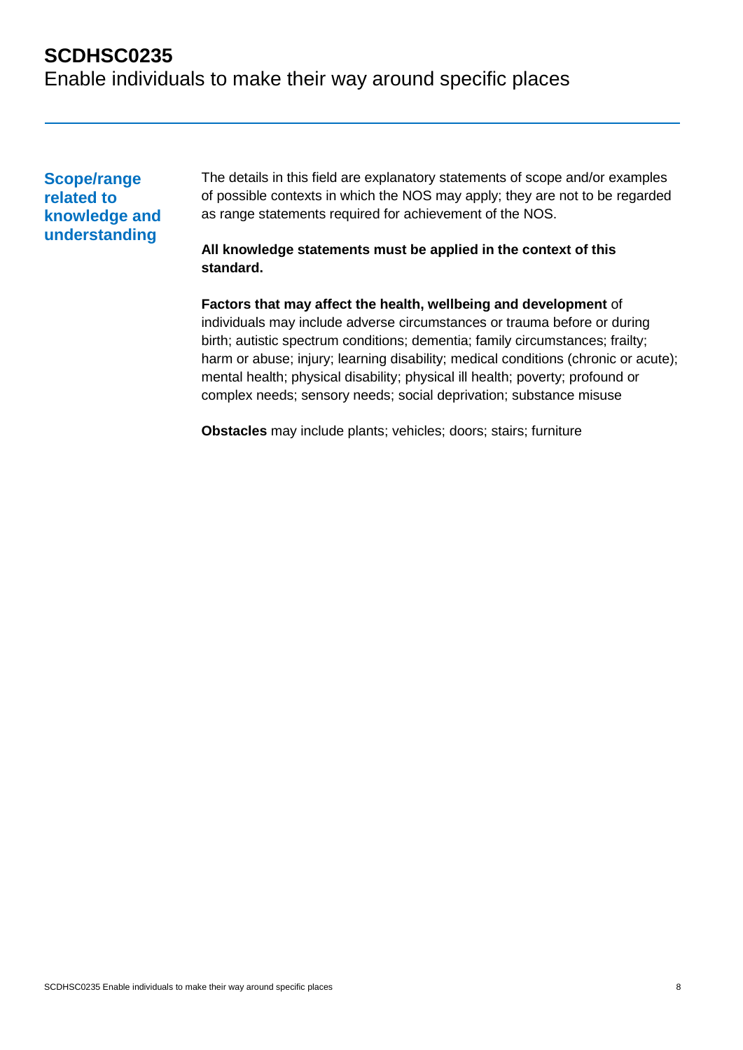# SCDHSC0235
Enable individuals to make their way around specific places

## Scope/range related to knowledge and understanding

The details in this field are explanatory statements of scope and/or examples of possible contexts in which the NOS may apply; they are not to be regarded as range statements required for achievement of the NOS.

**All knowledge statements must be applied in the context of this standard.**

**Factors that may affect the health, wellbeing and development** of individuals may include adverse circumstances or trauma before or during birth; autistic spectrum conditions; dementia; family circumstances; frailty; harm or abuse; injury; learning disability; medical conditions (chronic or acute); mental health; physical disability; physical ill health; poverty; profound or complex needs; sensory needs; social deprivation; substance misuse

**Obstacles** may include plants; vehicles; doors; stairs; furniture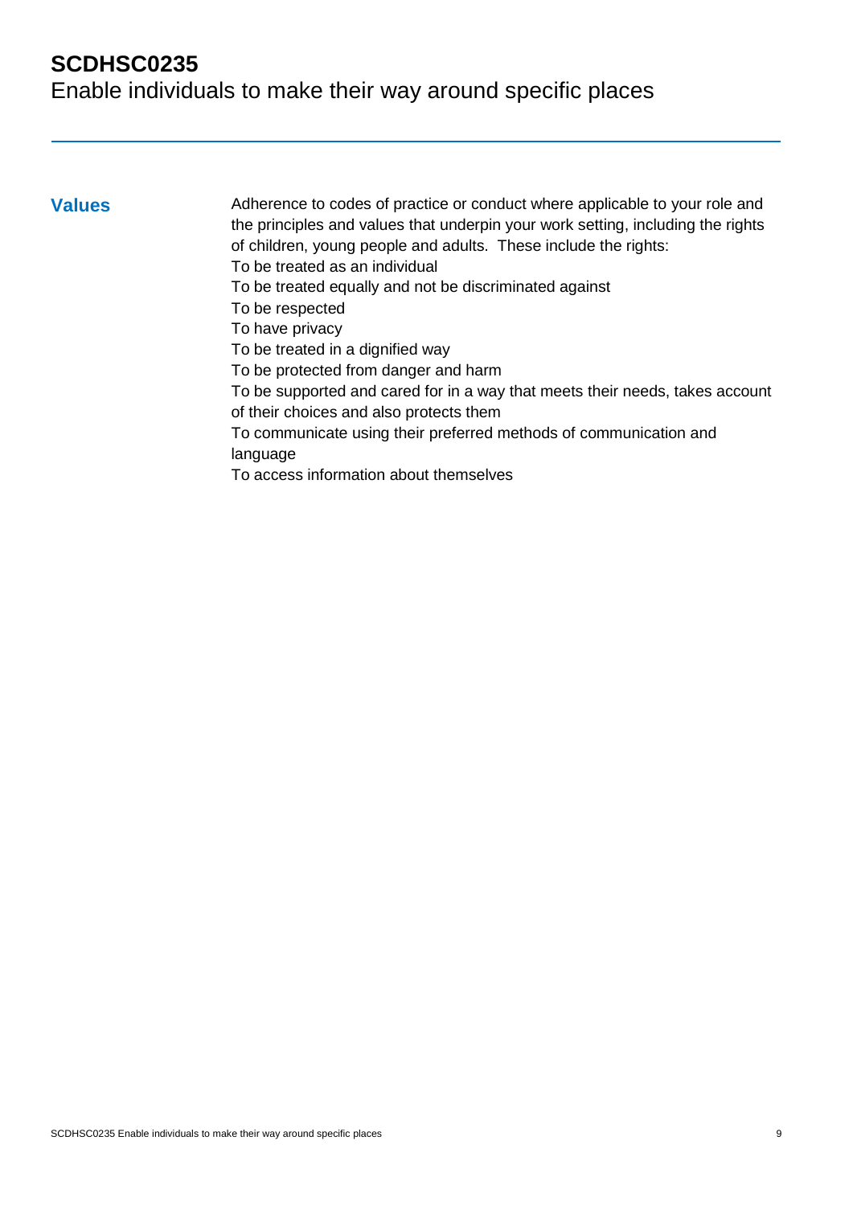# SCDHSC0235
Enable individuals to make their way around specific places

## Values

Adherence to codes of practice or conduct where applicable to your role and the principles and values that underpin your work setting, including the rights of children, young people and adults. These include the rights:

To be treated as an individual
To be treated equally and not be discriminated against
To be respected
To have privacy
To be treated in a dignified way
To be protected from danger and harm
To be supported and cared for in a way that meets their needs, takes account of their choices and also protects them
To communicate using their preferred methods of communication and language
To access information about themselves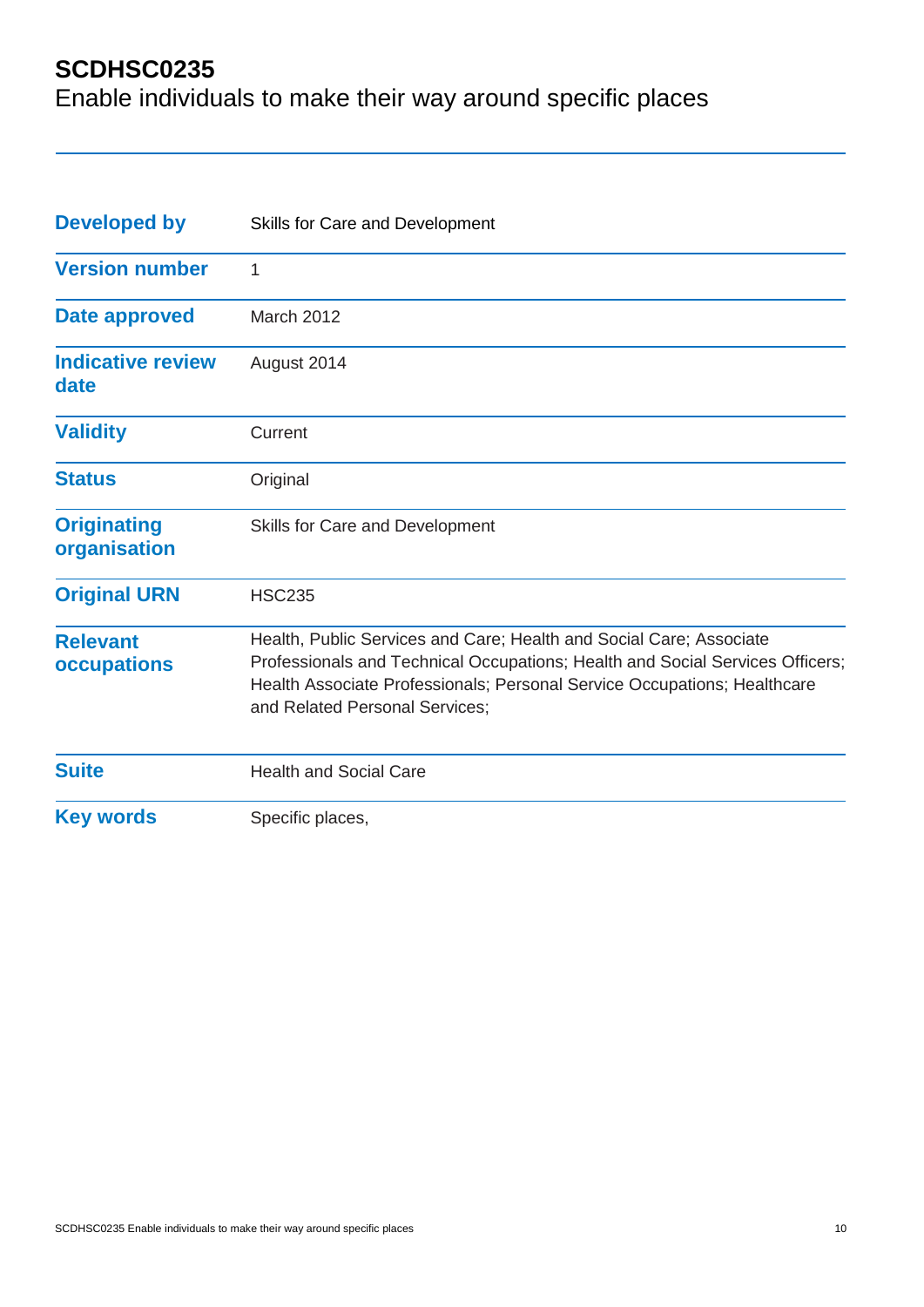# SCDHSC0235
## Enable individuals to make their way around specific places

| | |
|---|---|
| **Developed by** | Skills for Care and Development |
| **Version number** | 1 |
| **Date approved** | March 2012 |
| **Indicative review date** | August 2014 |
| **Validity** | Current |
| **Status** | Original |
| **Originating organisation** | Skills for Care and Development |
| **Original URN** | HSC235 |
| **Relevant occupations** | Health, Public Services and Care; Health and Social Care; Associate Professionals and Technical Occupations; Health and Social Services Officers; Health Associate Professionals; Personal Service Occupations; Healthcare and Related Personal Services; |
| **Suite** | Health and Social Care |
| **Key words** | Specific places, |